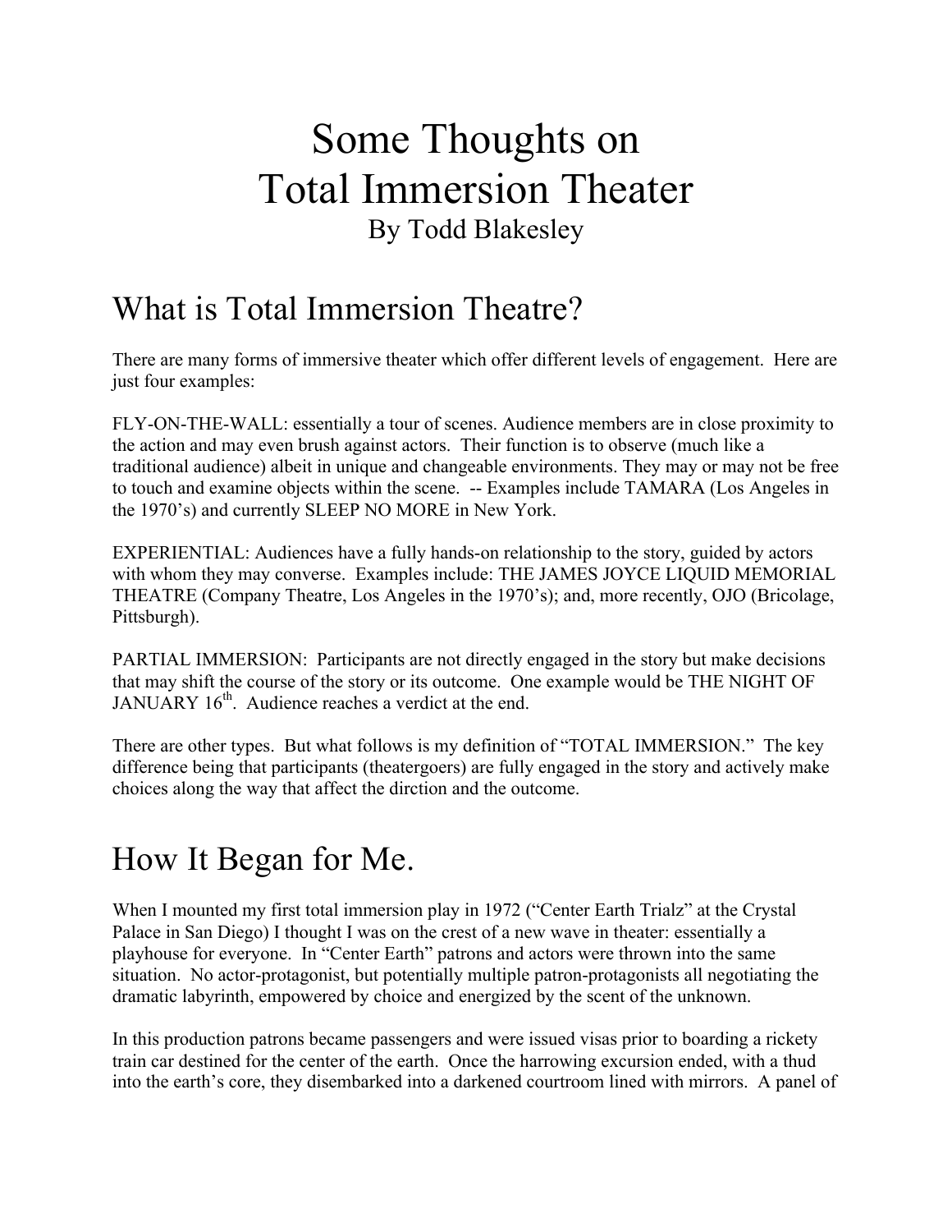# Some Thoughts on Total Immersion Theater

By Todd Blakesley

## What is Total Immersion Theatre?

There are many forms of immersive theater which offer different levels of engagement. Here are just four examples:

FLY-ON-THE-WALL: essentially a tour of scenes. Audience members are in close proximity to the action and may even brush against actors. Their function is to observe (much like a traditional audience) albeit in unique and changeable environments. They may or may not be free to touch and examine objects within the scene. -- Examples include TAMARA (Los Angeles in the 1970's) and currently SLEEP NO MORE in New York.

EXPERIENTIAL: Audiences have a fully hands-on relationship to the story, guided by actors with whom they may converse. Examples include: THE JAMES JOYCE LIQUID MEMORIAL THEATRE (Company Theatre, Los Angeles in the 1970's); and, more recently, OJO (Bricolage, Pittsburgh).

PARTIAL IMMERSION: Participants are not directly engaged in the story but make decisions that may shift the course of the story or its outcome. One example would be THE NIGHT OF JANUARY 16th. Audience reaches a verdict at the end.

There are other types. But what follows is my definition of "TOTAL IMMERSION." The key difference being that participants (theatergoers) are fully engaged in the story and actively make choices along the way that affect the dirction and the outcome.

## How It Began for Me.

When I mounted my first total immersion play in 1972 ("Center Earth Trialz" at the Crystal Palace in San Diego) I thought I was on the crest of a new wave in theater: essentially a playhouse for everyone. In "Center Earth" patrons and actors were thrown into the same situation. No actor-protagonist, but potentially multiple patron-protagonists all negotiating the dramatic labyrinth, empowered by choice and energized by the scent of the unknown.

In this production patrons became passengers and were issued visas prior to boarding a rickety train car destined for the center of the earth. Once the harrowing excursion ended, with a thud into the earth's core, they disembarked into a darkened courtroom lined with mirrors. A panel of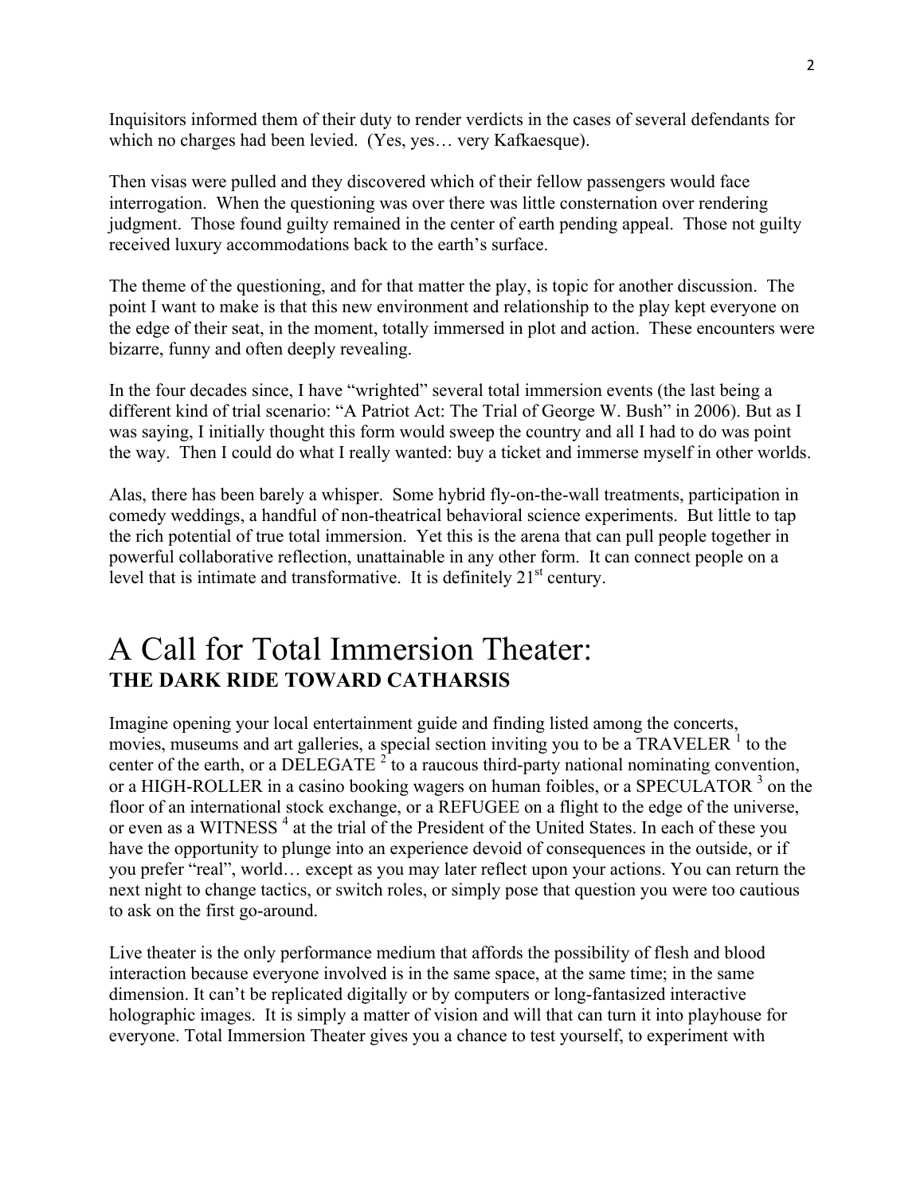Inquisitors informed them of their duty to render verdicts in the cases of several defendants for which no charges had been levied. (Yes, yes… very Kafkaesque).

Then visas were pulled and they discovered which of their fellow passengers would face interrogation. When the questioning was over there was little consternation over rendering judgment. Those found guilty remained in the center of earth pending appeal. Those not guilty received luxury accommodations back to the earth's surface.

The theme of the questioning, and for that matter the play, is topic for another discussion. The point I want to make is that this new environment and relationship to the play kept everyone on the edge of their seat, in the moment, totally immersed in plot and action. These encounters were bizarre, funny and often deeply revealing.

In the four decades since, I have "wrighted" several total immersion events (the last being a different kind of trial scenario: "A Patriot Act: The Trial of George W. Bush" in 2006). But as I was saying, I initially thought this form would sweep the country and all I had to do was point the way. Then I could do what I really wanted: buy a ticket and immerse myself in other worlds.

Alas, there has been barely a whisper. Some hybrid fly-on-the-wall treatments, participation in comedy weddings, a handful of non-theatrical behavioral science experiments. But little to tap the rich potential of true total immersion. Yet this is the arena that can pull people together in powerful collaborative reflection, unattainable in any other form. It can connect people on a level that is intimate and transformative. It is definitely 21st century.

# A Call for Total Immersion Theater:
## THE DARK RIDE TOWARD CATHARSIS

Imagine opening your local entertainment guide and finding listed among the concerts, movies, museums and art galleries, a special section inviting you to be a TRAVELER [1] to the center of the earth, or a DELEGATE [2] to a raucous third-party national nominating convention, or a HIGH-ROLLER in a casino booking wagers on human foibles, or a SPECULATOR [3] on the floor of an international stock exchange, or a REFUGEE on a flight to the edge of the universe, or even as a WITNESS [4] at the trial of the President of the United States. In each of these you have the opportunity to plunge into an experience devoid of consequences in the outside, or if you prefer "real", world… except as you may later reflect upon your actions. You can return the next night to change tactics, or switch roles, or simply pose that question you were too cautious to ask on the first go-around.

Live theater is the only performance medium that affords the possibility of flesh and blood interaction because everyone involved is in the same space, at the same time; in the same dimension. It can't be replicated digitally or by computers or long-fantasized interactive holographic images. It is simply a matter of vision and will that can turn it into playhouse for everyone. Total Immersion Theater gives you a chance to test yourself, to experiment with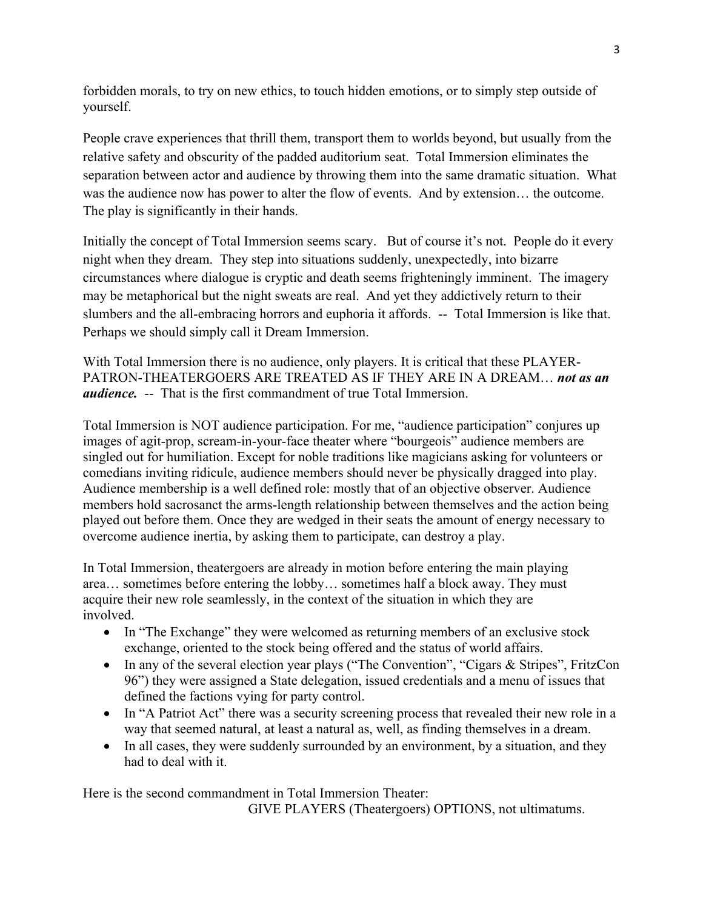forbidden morals, to try on new ethics, to touch hidden emotions, or to simply step outside of yourself.

People crave experiences that thrill them, transport them to worlds beyond, but usually from the relative safety and obscurity of the padded auditorium seat. Total Immersion eliminates the separation between actor and audience by throwing them into the same dramatic situation. What was the audience now has power to alter the flow of events. And by extension… the outcome. The play is significantly in their hands.

Initially the concept of Total Immersion seems scary. But of course it's not. People do it every night when they dream. They step into situations suddenly, unexpectedly, into bizarre circumstances where dialogue is cryptic and death seems frighteningly imminent. The imagery may be metaphorical but the night sweats are real. And yet they addictively return to their slumbers and the all-embracing horrors and euphoria it affords. -- Total Immersion is like that. Perhaps we should simply call it Dream Immersion.

With Total Immersion there is no audience, only players. It is critical that these PLAYER-PATRON-THEATERGOERS ARE TREATED AS IF THEY ARE IN A DREAM… ***not as an audience.*** -- That is the first commandment of true Total Immersion.

Total Immersion is NOT audience participation. For me, "audience participation" conjures up images of agit-prop, scream-in-your-face theater where "bourgeois" audience members are singled out for humiliation. Except for noble traditions like magicians asking for volunteers or comedians inviting ridicule, audience members should never be physically dragged into play. Audience membership is a well defined role: mostly that of an objective observer. Audience members hold sacrosanct the arms-length relationship between themselves and the action being played out before them. Once they are wedged in their seats the amount of energy necessary to overcome audience inertia, by asking them to participate, can destroy a play.

In Total Immersion, theatergoers are already in motion before entering the main playing area… sometimes before entering the lobby… sometimes half a block away. They must acquire their new role seamlessly, in the context of the situation in which they are involved.

- In "The Exchange" they were welcomed as returning members of an exclusive stock exchange, oriented to the stock being offered and the status of world affairs.
- In any of the several election year plays ("The Convention", "Cigars & Stripes", FritzCon 96") they were assigned a State delegation, issued credentials and a menu of issues that defined the factions vying for party control.
- In "A Patriot Act" there was a security screening process that revealed their new role in a way that seemed natural, at least a natural as, well, as finding themselves in a dream.
- In all cases, they were suddenly surrounded by an environment, by a situation, and they had to deal with it.

Here is the second commandment in Total Immersion Theater:

GIVE PLAYERS (Theatergoers) OPTIONS, not ultimatums.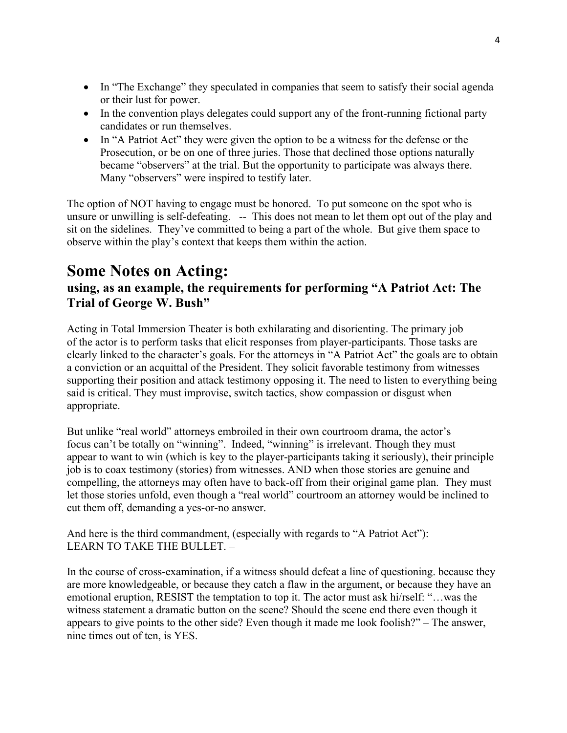- In "The Exchange" they speculated in companies that seem to satisfy their social agenda or their lust for power.
- In the convention plays delegates could support any of the front-running fictional party candidates or run themselves.
- In "A Patriot Act" they were given the option to be a witness for the defense or the Prosecution, or be on one of three juries. Those that declined those options naturally became "observers" at the trial. But the opportunity to participate was always there. Many "observers" were inspired to testify later.

The option of NOT having to engage must be honored. To put someone on the spot who is unsure or unwilling is self-defeating. -- This does not mean to let them opt out of the play and sit on the sidelines. They've committed to being a part of the whole. But give them space to observe within the play's context that keeps them within the action.

# Some Notes on Acting:

### using, as an example, the requirements for performing "A Patriot Act: The Trial of George W. Bush"

Acting in Total Immersion Theater is both exhilarating and disorienting. The primary job of the actor is to perform tasks that elicit responses from player-participants. Those tasks are clearly linked to the character's goals. For the attorneys in "A Patriot Act" the goals are to obtain a conviction or an acquittal of the President. They solicit favorable testimony from witnesses supporting their position and attack testimony opposing it. The need to listen to everything being said is critical. They must improvise, switch tactics, show compassion or disgust when appropriate.

But unlike "real world" attorneys embroiled in their own courtroom drama, the actor's focus can't be totally on "winning". Indeed, "winning" is irrelevant. Though they must appear to want to win (which is key to the player-participants taking it seriously), their principle job is to coax testimony (stories) from witnesses. AND when those stories are genuine and compelling, the attorneys may often have to back-off from their original game plan. They must let those stories unfold, even though a "real world" courtroom an attorney would be inclined to cut them off, demanding a yes-or-no answer.

And here is the third commandment, (especially with regards to "A Patriot Act"):
LEARN TO TAKE THE BULLET. –

In the course of cross-examination, if a witness should defeat a line of questioning. because they are more knowledgeable, or because they catch a flaw in the argument, or because they have an emotional eruption, RESIST the temptation to top it. The actor must ask hi/rself: "…was the witness statement a dramatic button on the scene? Should the scene end there even though it appears to give points to the other side? Even though it made me look foolish?" – The answer, nine times out of ten, is YES.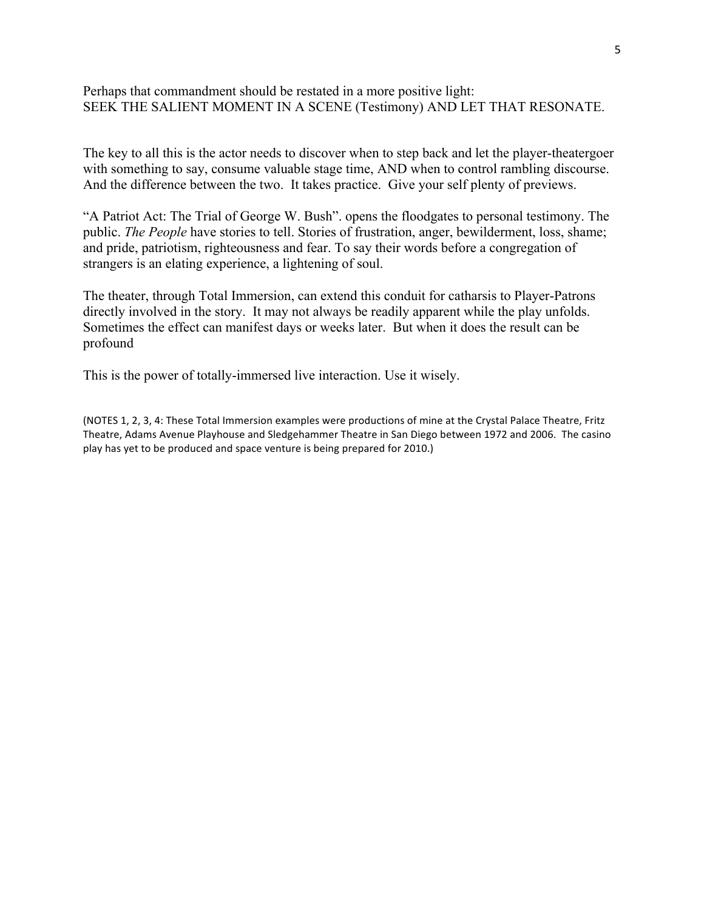Perhaps that commandment should be restated in a more positive light:
SEEK THE SALIENT MOMENT IN A SCENE (Testimony) AND LET THAT RESONATE.

The key to all this is the actor needs to discover when to step back and let the player-theatergoer with something to say, consume valuable stage time, AND when to control rambling discourse. And the difference between the two. It takes practice. Give your self plenty of previews.

"A Patriot Act: The Trial of George W. Bush". opens the floodgates to personal testimony. The public. *The People* have stories to tell. Stories of frustration, anger, bewilderment, loss, shame; and pride, patriotism, righteousness and fear. To say their words before a congregation of strangers is an elating experience, a lightening of soul.

The theater, through Total Immersion, can extend this conduit for catharsis to Player-Patrons directly involved in the story. It may not always be readily apparent while the play unfolds. Sometimes the effect can manifest days or weeks later. But when it does the result can be profound

This is the power of totally-immersed live interaction. Use it wisely.

(NOTES 1, 2, 3, 4: These Total Immersion examples were productions of mine at the Crystal Palace Theatre, Fritz Theatre, Adams Avenue Playhouse and Sledgehammer Theatre in San Diego between 1972 and 2006. The casino play has yet to be produced and space venture is being prepared for 2010.)